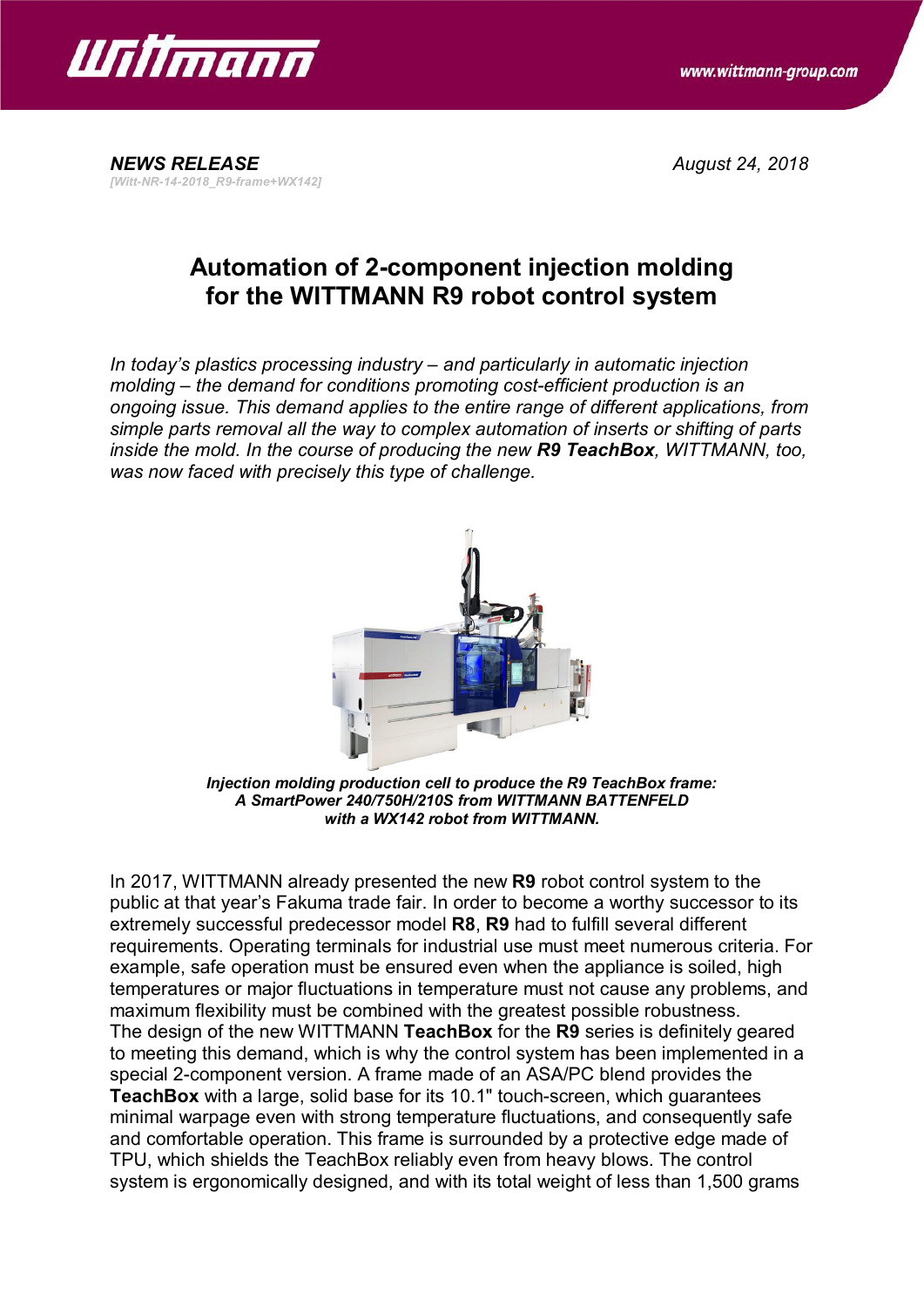*NEWS RELEASE*
*[Witt-NR-14-2018_R9-frame+WX142]*

*August 24, 2018*

# Automation of 2-component injection molding for the WITTMANN R9 robot control system

*In today's plastics processing industry – and particularly in automatic injection molding – the demand for conditions promoting cost-efficient production is an ongoing issue. This demand applies to the entire range of different applications, from simple parts removal all the way to complex automation of inserts or shifting of parts inside the mold. In the course of producing the new **R9 TeachBox**, WITTMANN, too, was now faced with precisely this type of challenge.*

***Injection molding production cell to produce the R9 TeachBox frame: A SmartPower 240/750H/210S from WITTMANN BATTENFELD with a WX142 robot from WITTMANN.***

In 2017, WITTMANN already presented the new **R9** robot control system to the public at that year's Fakuma trade fair. In order to become a worthy successor to its extremely successful predecessor model **R8**, **R9** had to fulfill several different requirements. Operating terminals for industrial use must meet numerous criteria. For example, safe operation must be ensured even when the appliance is soiled, high temperatures or major fluctuations in temperature must not cause any problems, and maximum flexibility must be combined with the greatest possible robustness.
The design of the new WITTMANN **TeachBox** for the **R9** series is definitely geared to meeting this demand, which is why the control system has been implemented in a special 2-component version. A frame made of an ASA/PC blend provides the **TeachBox** with a large, solid base for its 10.1" touch-screen, which guarantees minimal warpage even with strong temperature fluctuations, and consequently safe and comfortable operation. This frame is surrounded by a protective edge made of TPU, which shields the TeachBox reliably even from heavy blows. The control system is ergonomically designed, and with its total weight of less than 1,500 grams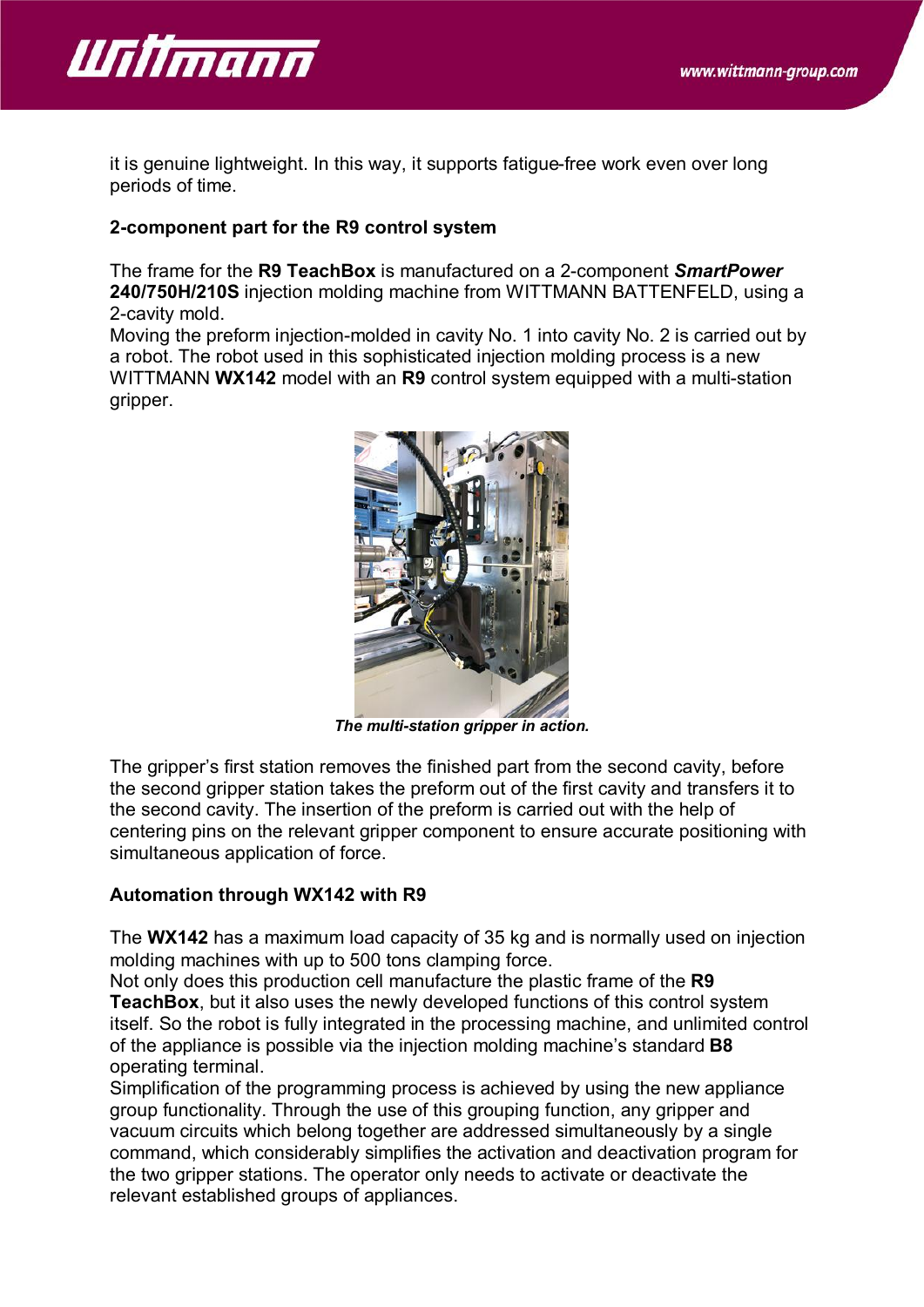it is genuine lightweight. In this way, it supports fatigue-free work even over long periods of time.

**2-component part for the R9 control system**

The frame for the **R9 TeachBox** is manufactured on a 2-component ***SmartPower* 240/750H/210S** injection molding machine from WITTMANN BATTENFELD, using a 2-cavity mold.
Moving the preform injection-molded in cavity No. 1 into cavity No. 2 is carried out by a robot. The robot used in this sophisticated injection molding process is a new WITTMANN **WX142** model with an **R9** control system equipped with a multi-station gripper.

***The multi-station gripper in action.***

The gripper's first station removes the finished part from the second cavity, before the second gripper station takes the preform out of the first cavity and transfers it to the second cavity. The insertion of the preform is carried out with the help of centering pins on the relevant gripper component to ensure accurate positioning with simultaneous application of force.

**Automation through WX142 with R9**

The **WX142** has a maximum load capacity of 35 kg and is normally used on injection molding machines with up to 500 tons clamping force.
Not only does this production cell manufacture the plastic frame of the **R9 TeachBox**, but it also uses the newly developed functions of this control system itself. So the robot is fully integrated in the processing machine, and unlimited control of the appliance is possible via the injection molding machine's standard **B8** operating terminal.
Simplification of the programming process is achieved by using the new appliance group functionality. Through the use of this grouping function, any gripper and vacuum circuits which belong together are addressed simultaneously by a single command, which considerably simplifies the activation and deactivation program for the two gripper stations. The operator only needs to activate or deactivate the relevant established groups of appliances.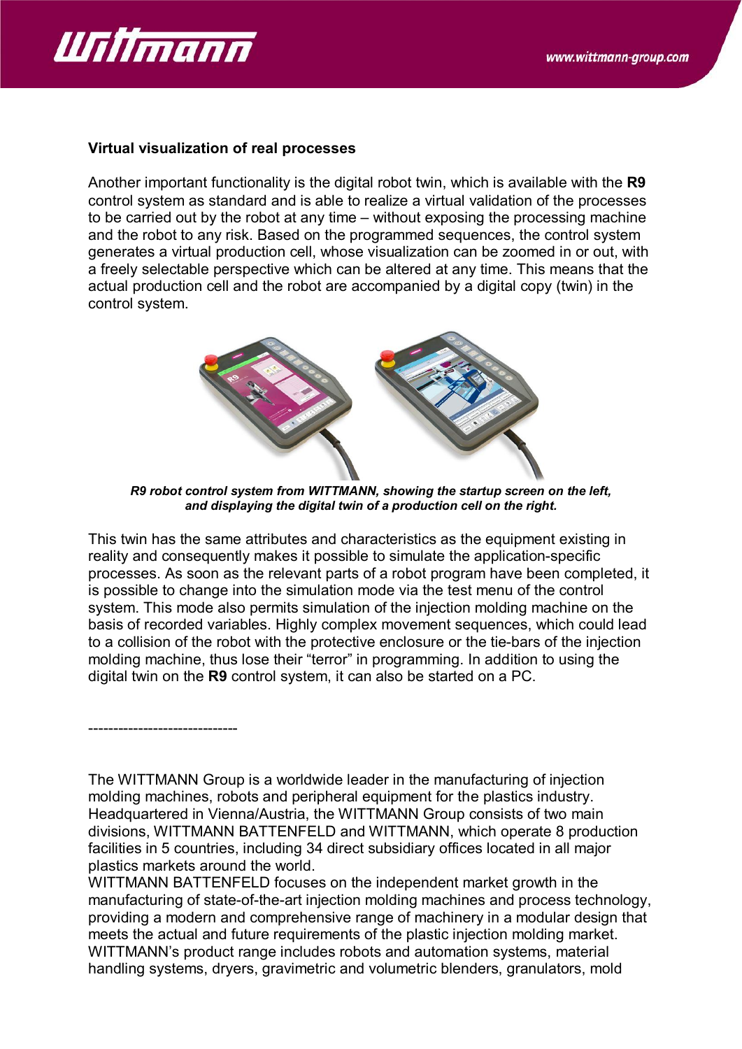**Virtual visualization of real processes**

Another important functionality is the digital robot twin, which is available with the **R9** control system as standard and is able to realize a virtual validation of the processes to be carried out by the robot at any time – without exposing the processing machine and the robot to any risk. Based on the programmed sequences, the control system generates a virtual production cell, whose visualization can be zoomed in or out, with a freely selectable perspective which can be altered at any time. This means that the actual production cell and the robot are accompanied by a digital copy (twin) in the control system.

***R9 robot control system from WITTMANN, showing the startup screen on the left, and displaying the digital twin of a production cell on the right.***

This twin has the same attributes and characteristics as the equipment existing in reality and consequently makes it possible to simulate the application-specific processes. As soon as the relevant parts of a robot program have been completed, it is possible to change into the simulation mode via the test menu of the control system. This mode also permits simulation of the injection molding machine on the basis of recorded variables. Highly complex movement sequences, which could lead to a collision of the robot with the protective enclosure or the tie-bars of the injection molding machine, thus lose their "terror" in programming. In addition to using the digital twin on the **R9** control system, it can also be started on a PC.

------------------------------

The WITTMANN Group is a worldwide leader in the manufacturing of injection molding machines, robots and peripheral equipment for the plastics industry. Headquartered in Vienna/Austria, the WITTMANN Group consists of two main divisions, WITTMANN BATTENFELD and WITTMANN, which operate 8 production facilities in 5 countries, including 34 direct subsidiary offices located in all major plastics markets around the world.
WITTMANN BATTENFELD focuses on the independent market growth in the manufacturing of state-of-the-art injection molding machines and process technology, providing a modern and comprehensive range of machinery in a modular design that meets the actual and future requirements of the plastic injection molding market.
WITTMANN's product range includes robots and automation systems, material handling systems, dryers, gravimetric and volumetric blenders, granulators, mold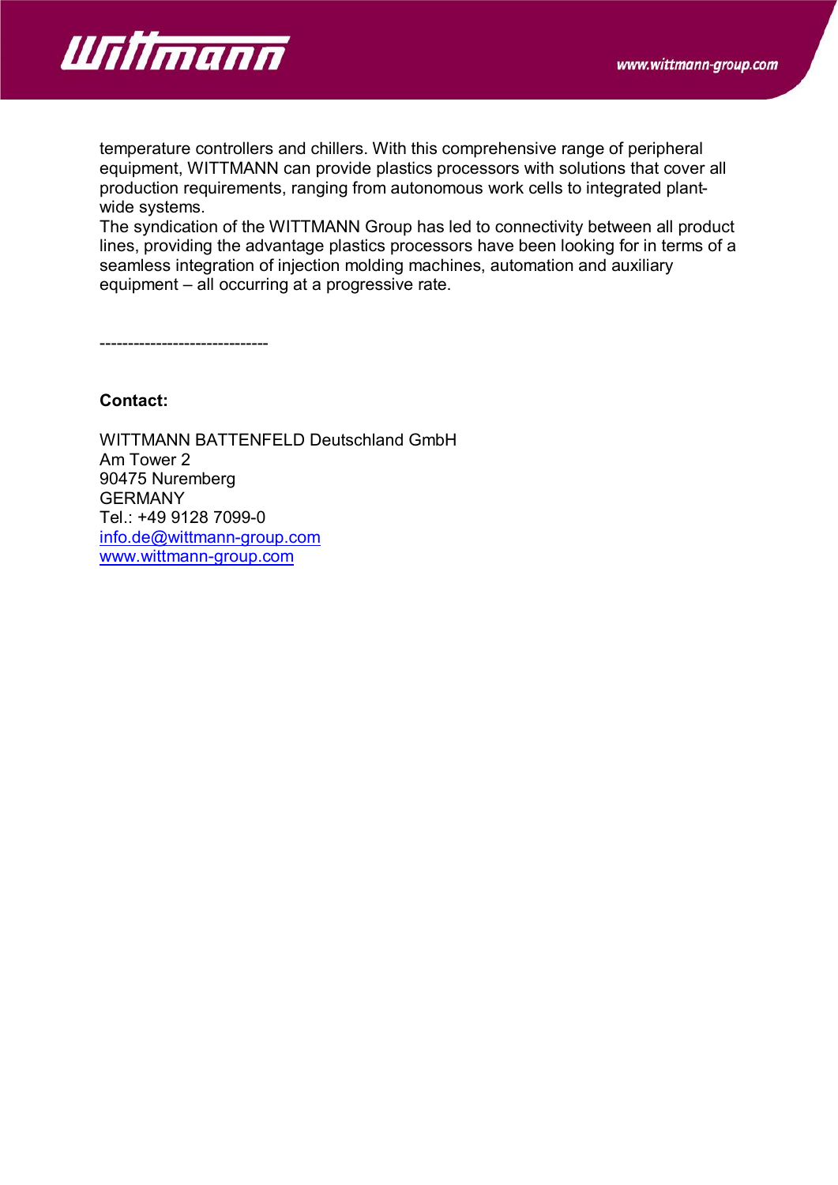temperature controllers and chillers. With this comprehensive range of peripheral equipment, WITTMANN can provide plastics processors with solutions that cover all production requirements, ranging from autonomous work cells to integrated plant-wide systems.
The syndication of the WITTMANN Group has led to connectivity between all product lines, providing the advantage plastics processors have been looking for in terms of a seamless integration of injection molding machines, automation and auxiliary equipment – all occurring at a progressive rate.

------------------------------

**Contact:**

WITTMANN BATTENFELD Deutschland GmbH
Am Tower 2
90475 Nuremberg
GERMANY
Tel.: +49 9128 7099-0
info.de@wittmann-group.com
www.wittmann-group.com